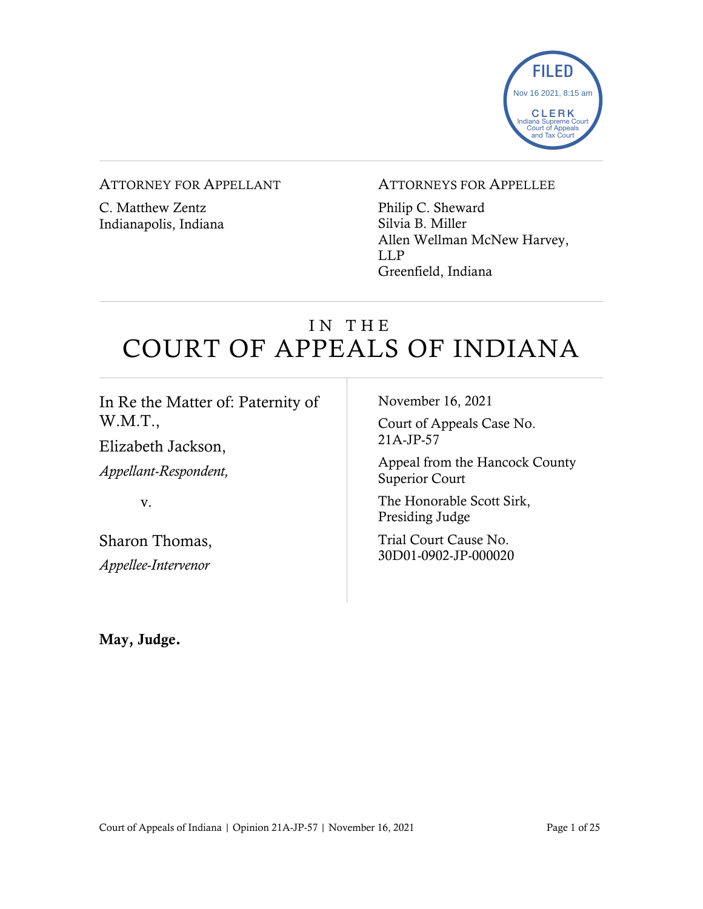FILED
Nov 16 2021, 8:15 am
CLERK
Indiana Supreme Court
Court of Appeals
and Tax Court

ATTORNEY FOR APPELLANT

C. Matthew Zentz
Indianapolis, Indiana

ATTORNEYS FOR APPELLEE

Philip C. Sheward
Silvia B. Miller
Allen Wellman McNew Harvey, LLP
Greenfield, Indiana

# IN THE COURT OF APPEALS OF INDIANA

In Re the Matter of: Paternity of W.M.T.,

Elizabeth Jackson,
*Appellant-Respondent,*

v.

Sharon Thomas,
*Appellee-Intervenor*

November 16, 2021

Court of Appeals Case No. 21A-JP-57

Appeal from the Hancock County Superior Court

The Honorable Scott Sirk, Presiding Judge

Trial Court Cause No. 30D01-0902-JP-000020

**May, Judge.**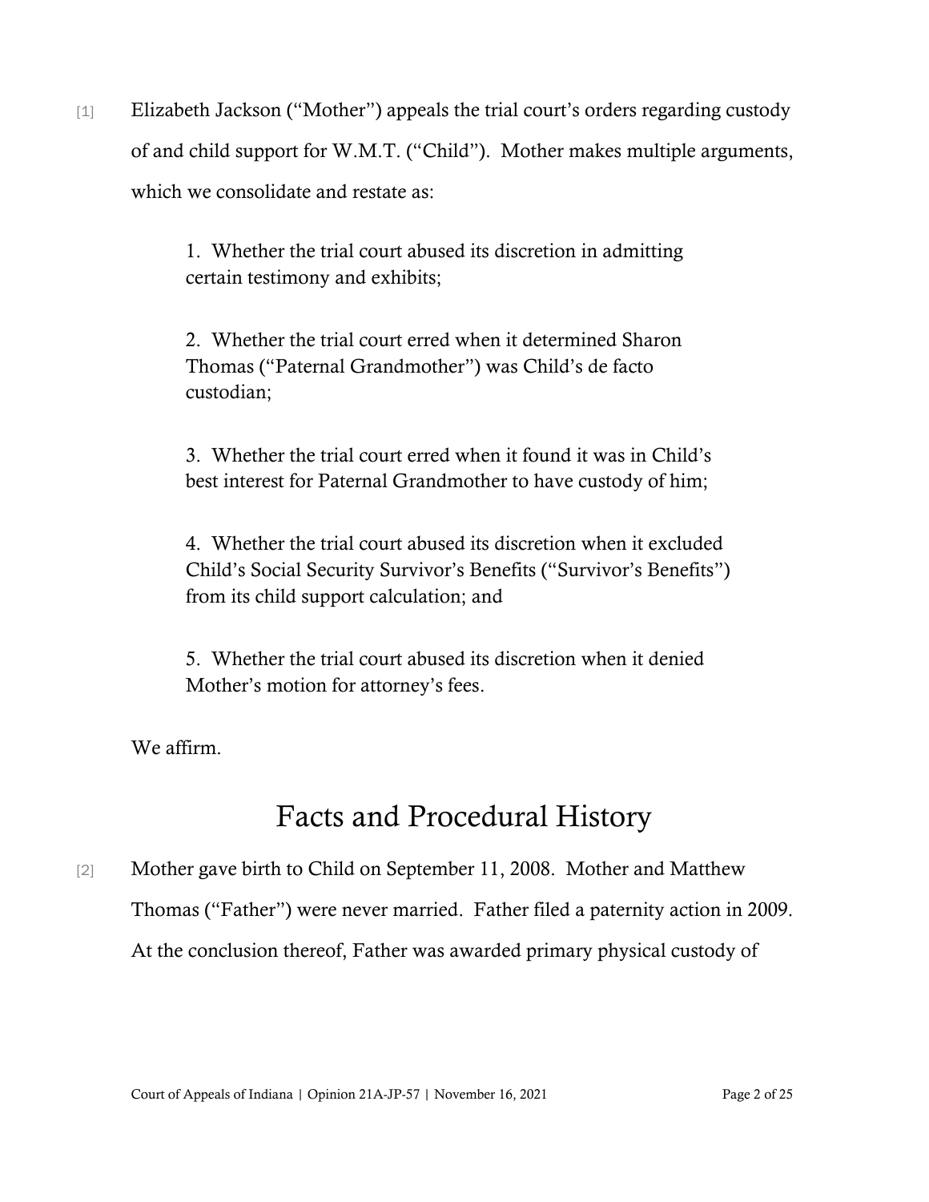[1] Elizabeth Jackson ("Mother") appeals the trial court's orders regarding custody of and child support for W.M.T. ("Child"). Mother makes multiple arguments, which we consolidate and restate as:

> 1. Whether the trial court abused its discretion in admitting certain testimony and exhibits;
>
> 2. Whether the trial court erred when it determined Sharon Thomas ("Paternal Grandmother") was Child's de facto custodian;
>
> 3. Whether the trial court erred when it found it was in Child's best interest for Paternal Grandmother to have custody of him;
>
> 4. Whether the trial court abused its discretion when it excluded Child's Social Security Survivor's Benefits ("Survivor's Benefits") from its child support calculation; and
>
> 5. Whether the trial court abused its discretion when it denied Mother's motion for attorney's fees.

We affirm.

# Facts and Procedural History

[2] Mother gave birth to Child on September 11, 2008. Mother and Matthew Thomas ("Father") were never married. Father filed a paternity action in 2009. At the conclusion thereof, Father was awarded primary physical custody of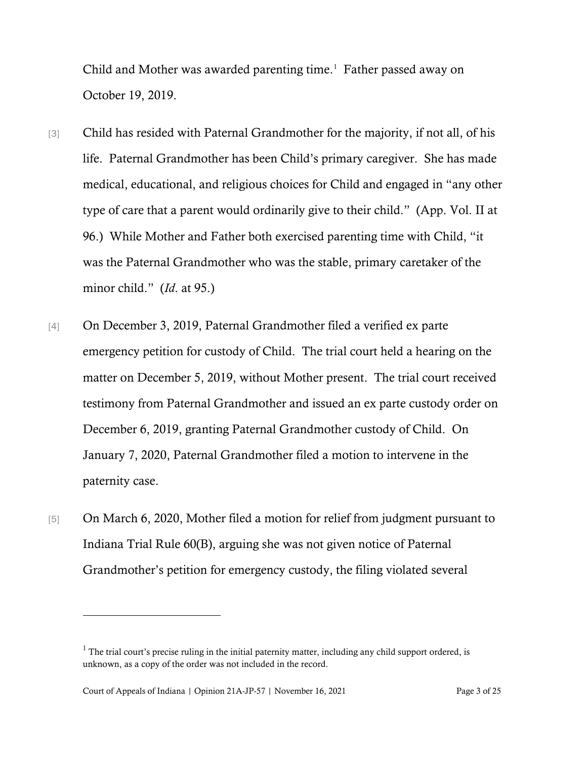Child and Mother was awarded parenting time.[1] Father passed away on October 19, 2019.

[3] Child has resided with Paternal Grandmother for the majority, if not all, of his life. Paternal Grandmother has been Child's primary caregiver. She has made medical, educational, and religious choices for Child and engaged in "any other type of care that a parent would ordinarily give to their child." (App. Vol. II at 96.) While Mother and Father both exercised parenting time with Child, "it was the Paternal Grandmother who was the stable, primary caretaker of the minor child." (*Id*. at 95.)

[4] On December 3, 2019, Paternal Grandmother filed a verified ex parte emergency petition for custody of Child. The trial court held a hearing on the matter on December 5, 2019, without Mother present. The trial court received testimony from Paternal Grandmother and issued an ex parte custody order on December 6, 2019, granting Paternal Grandmother custody of Child. On January 7, 2020, Paternal Grandmother filed a motion to intervene in the paternity case.

[5] On March 6, 2020, Mother filed a motion for relief from judgment pursuant to Indiana Trial Rule 60(B), arguing she was not given notice of Paternal Grandmother's petition for emergency custody, the filing violated several

---

[1] The trial court's precise ruling in the initial paternity matter, including any child support ordered, is unknown, as a copy of the order was not included in the record.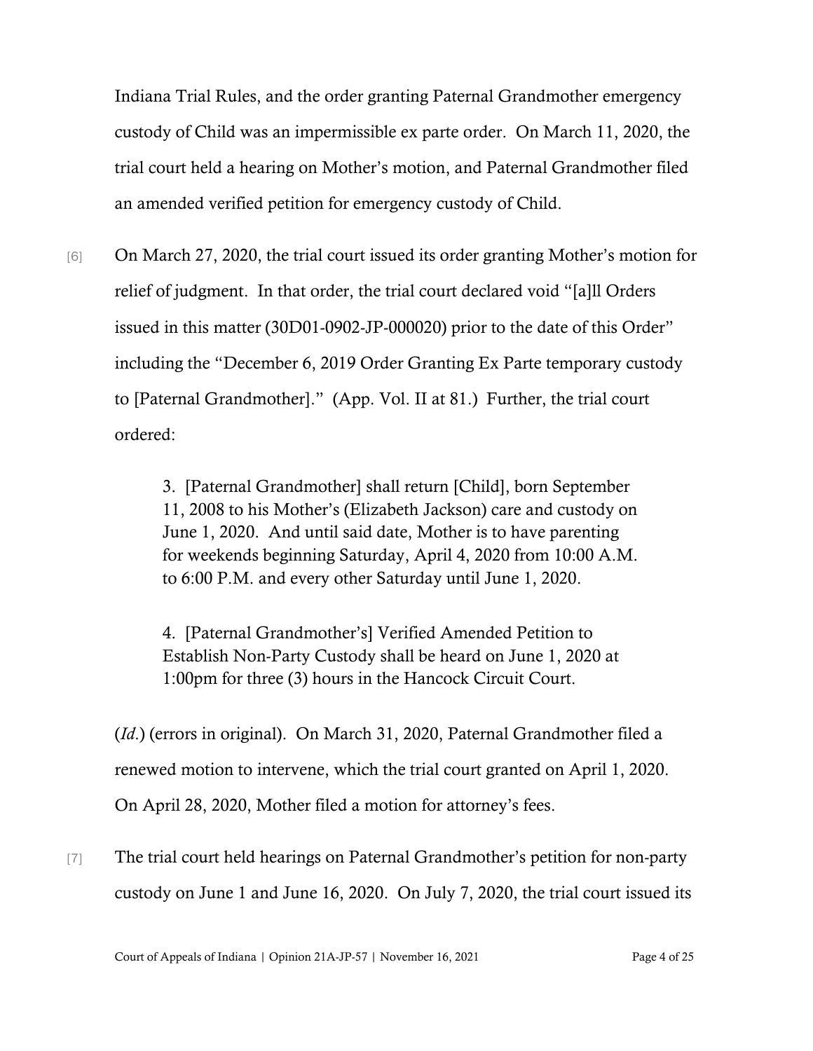Indiana Trial Rules, and the order granting Paternal Grandmother emergency custody of Child was an impermissible ex parte order. On March 11, 2020, the trial court held a hearing on Mother's motion, and Paternal Grandmother filed an amended verified petition for emergency custody of Child.

[6] On March 27, 2020, the trial court issued its order granting Mother's motion for relief of judgment. In that order, the trial court declared void "[a]ll Orders issued in this matter (30D01-0902-JP-000020) prior to the date of this Order" including the "December 6, 2019 Order Granting Ex Parte temporary custody to [Paternal Grandmother]." (App. Vol. II at 81.) Further, the trial court ordered:

> 3. [Paternal Grandmother] shall return [Child], born September 11, 2008 to his Mother's (Elizabeth Jackson) care and custody on June 1, 2020. And until said date, Mother is to have parenting for weekends beginning Saturday, April 4, 2020 from 10:00 A.M. to 6:00 P.M. and every other Saturday until June 1, 2020.
>
> 4. [Paternal Grandmother's] Verified Amended Petition to Establish Non-Party Custody shall be heard on June 1, 2020 at 1:00pm for three (3) hours in the Hancock Circuit Court.

(*Id.*) (errors in original). On March 31, 2020, Paternal Grandmother filed a renewed motion to intervene, which the trial court granted on April 1, 2020. On April 28, 2020, Mother filed a motion for attorney's fees.

[7] The trial court held hearings on Paternal Grandmother's petition for non-party custody on June 1 and June 16, 2020. On July 7, 2020, the trial court issued its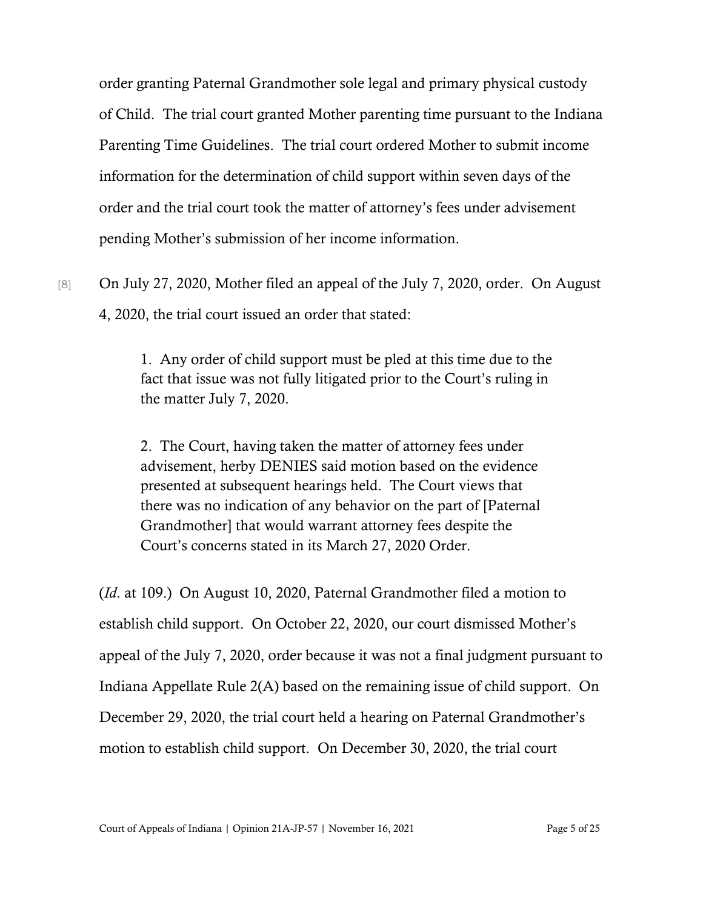order granting Paternal Grandmother sole legal and primary physical custody of Child. The trial court granted Mother parenting time pursuant to the Indiana Parenting Time Guidelines. The trial court ordered Mother to submit income information for the determination of child support within seven days of the order and the trial court took the matter of attorney's fees under advisement pending Mother's submission of her income information.

[8] On July 27, 2020, Mother filed an appeal of the July 7, 2020, order. On August 4, 2020, the trial court issued an order that stated:

> 1. Any order of child support must be pled at this time due to the fact that issue was not fully litigated prior to the Court's ruling in the matter July 7, 2020.
>
> 2. The Court, having taken the matter of attorney fees under advisement, herby DENIES said motion based on the evidence presented at subsequent hearings held. The Court views that there was no indication of any behavior on the part of [Paternal Grandmother] that would warrant attorney fees despite the Court's concerns stated in its March 27, 2020 Order.

(*Id*. at 109.) On August 10, 2020, Paternal Grandmother filed a motion to establish child support. On October 22, 2020, our court dismissed Mother's appeal of the July 7, 2020, order because it was not a final judgment pursuant to Indiana Appellate Rule 2(A) based on the remaining issue of child support. On December 29, 2020, the trial court held a hearing on Paternal Grandmother's motion to establish child support. On December 30, 2020, the trial court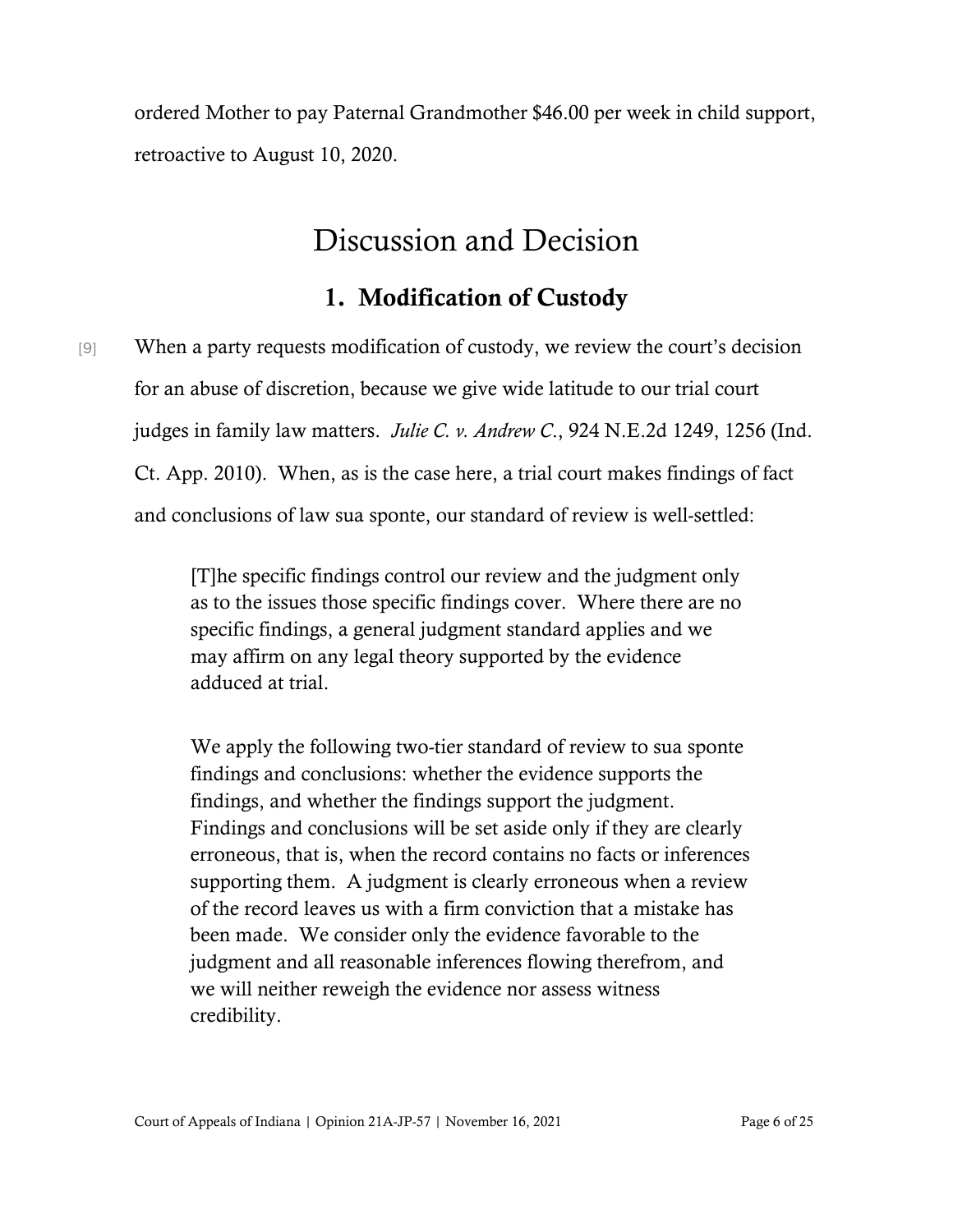ordered Mother to pay Paternal Grandmother $46.00 per week in child support, retroactive to August 10, 2020.

# Discussion and Decision

## 1. Modification of Custody

[9] When a party requests modification of custody, we review the court's decision for an abuse of discretion, because we give wide latitude to our trial court judges in family law matters. *Julie C. v. Andrew C.*, 924 N.E.2d 1249, 1256 (Ind. Ct. App. 2010). When, as is the case here, a trial court makes findings of fact and conclusions of law sua sponte, our standard of review is well-settled:

> [T]he specific findings control our review and the judgment only as to the issues those specific findings cover. Where there are no specific findings, a general judgment standard applies and we may affirm on any legal theory supported by the evidence adduced at trial.
>
> We apply the following two-tier standard of review to sua sponte findings and conclusions: whether the evidence supports the findings, and whether the findings support the judgment. Findings and conclusions will be set aside only if they are clearly erroneous, that is, when the record contains no facts or inferences supporting them. A judgment is clearly erroneous when a review of the record leaves us with a firm conviction that a mistake has been made. We consider only the evidence favorable to the judgment and all reasonable inferences flowing therefrom, and we will neither reweigh the evidence nor assess witness credibility.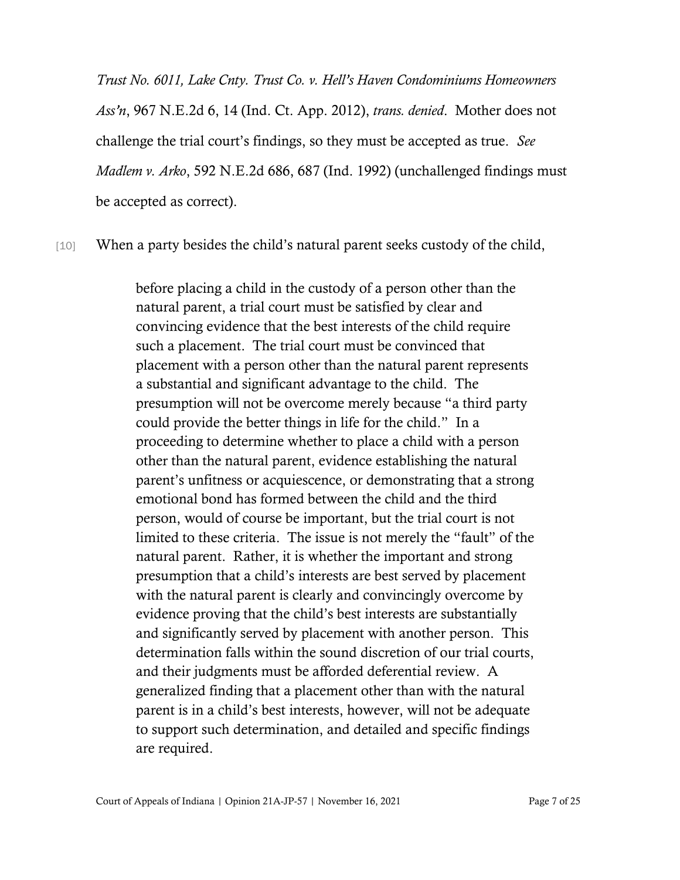*Trust No. 6011, Lake Cnty. Trust Co. v. Hell's Haven Condominiums Homeowners Ass'n*, 967 N.E.2d 6, 14 (Ind. Ct. App. 2012), *trans. denied*. Mother does not challenge the trial court's findings, so they must be accepted as true. *See Madlem v. Arko*, 592 N.E.2d 686, 687 (Ind. 1992) (unchallenged findings must be accepted as correct).

[10] When a party besides the child's natural parent seeks custody of the child,

> before placing a child in the custody of a person other than the natural parent, a trial court must be satisfied by clear and convincing evidence that the best interests of the child require such a placement. The trial court must be convinced that placement with a person other than the natural parent represents a substantial and significant advantage to the child. The presumption will not be overcome merely because "a third party could provide the better things in life for the child." In a proceeding to determine whether to place a child with a person other than the natural parent, evidence establishing the natural parent's unfitness or acquiescence, or demonstrating that a strong emotional bond has formed between the child and the third person, would of course be important, but the trial court is not limited to these criteria. The issue is not merely the "fault" of the natural parent. Rather, it is whether the important and strong presumption that a child's interests are best served by placement with the natural parent is clearly and convincingly overcome by evidence proving that the child's best interests are substantially and significantly served by placement with another person. This determination falls within the sound discretion of our trial courts, and their judgments must be afforded deferential review. A generalized finding that a placement other than with the natural parent is in a child's best interests, however, will not be adequate to support such determination, and detailed and specific findings are required.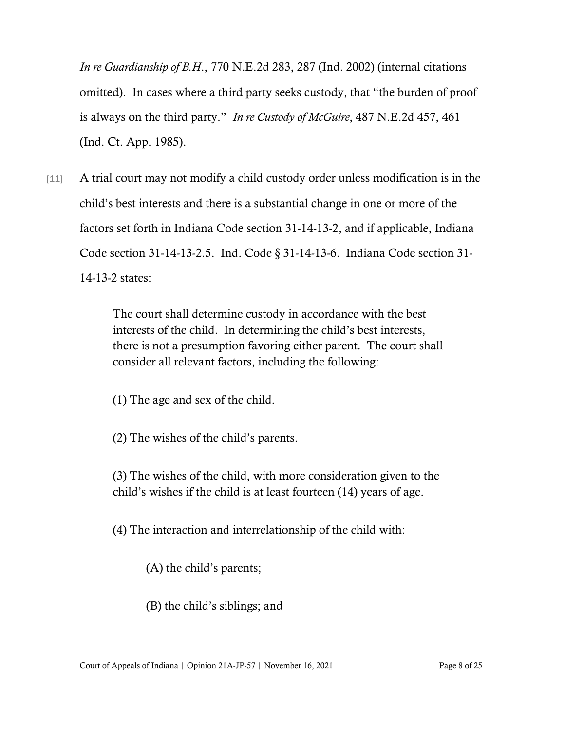*In re Guardianship of B.H.*, 770 N.E.2d 283, 287 (Ind. 2002) (internal citations omitted). In cases where a third party seeks custody, that "the burden of proof is always on the third party." *In re Custody of McGuire*, 487 N.E.2d 457, 461 (Ind. Ct. App. 1985).

[11] A trial court may not modify a child custody order unless modification is in the child's best interests and there is a substantial change in one or more of the factors set forth in Indiana Code section 31-14-13-2, and if applicable, Indiana Code section 31-14-13-2.5. Ind. Code § 31-14-13-6. Indiana Code section 31-14-13-2 states:

> The court shall determine custody in accordance with the best interests of the child. In determining the child's best interests, there is not a presumption favoring either parent. The court shall consider all relevant factors, including the following:
>
> (1) The age and sex of the child.
>
> (2) The wishes of the child's parents.
>
> (3) The wishes of the child, with more consideration given to the child's wishes if the child is at least fourteen (14) years of age.
>
> (4) The interaction and interrelationship of the child with:
>
> > (A) the child's parents;
> >
> > (B) the child's siblings; and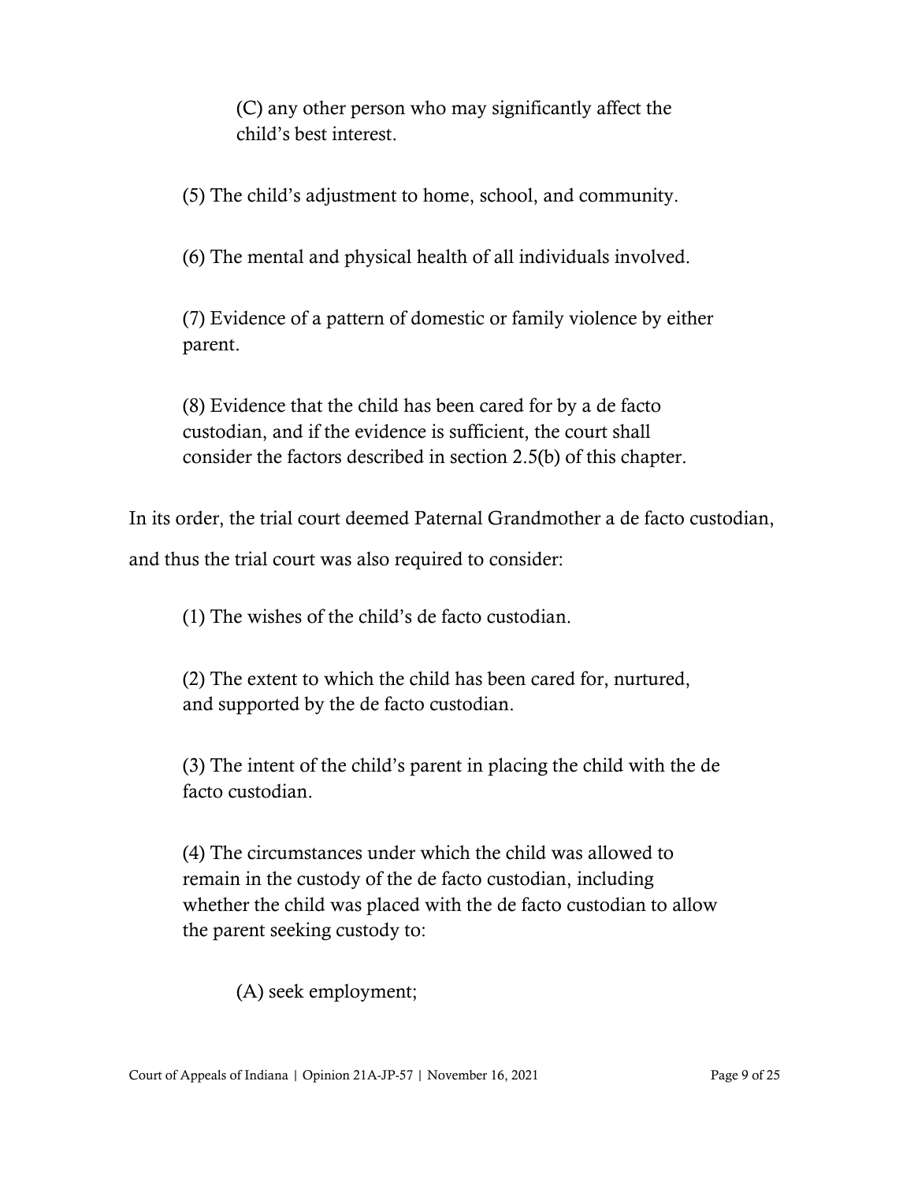(C) any other person who may significantly affect the child's best interest.

(5) The child's adjustment to home, school, and community.

(6) The mental and physical health of all individuals involved.

(7) Evidence of a pattern of domestic or family violence by either parent.

(8) Evidence that the child has been cared for by a de facto custodian, and if the evidence is sufficient, the court shall consider the factors described in section 2.5(b) of this chapter.

In its order, the trial court deemed Paternal Grandmother a de facto custodian, and thus the trial court was also required to consider:

(1) The wishes of the child's de facto custodian.

(2) The extent to which the child has been cared for, nurtured, and supported by the de facto custodian.

(3) The intent of the child's parent in placing the child with the de facto custodian.

(4) The circumstances under which the child was allowed to remain in the custody of the de facto custodian, including whether the child was placed with the de facto custodian to allow the parent seeking custody to:

(A) seek employment;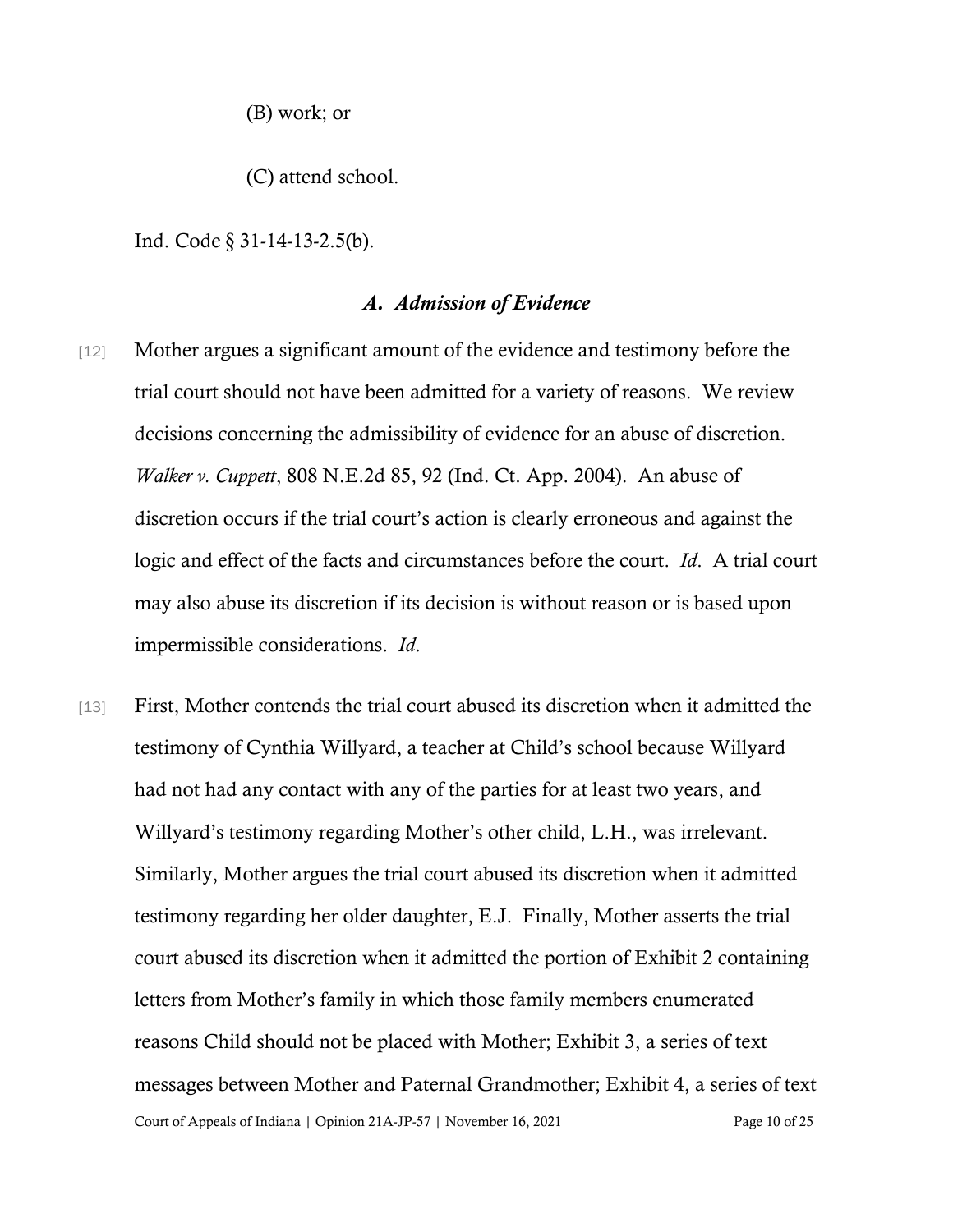(B) work; or

(C) attend school.

Ind. Code § 31-14-13-2.5(b).

### *A. Admission of Evidence*

[12] Mother argues a significant amount of the evidence and testimony before the trial court should not have been admitted for a variety of reasons. We review decisions concerning the admissibility of evidence for an abuse of discretion. *Walker v. Cuppett*, 808 N.E.2d 85, 92 (Ind. Ct. App. 2004). An abuse of discretion occurs if the trial court's action is clearly erroneous and against the logic and effect of the facts and circumstances before the court. *Id*. A trial court may also abuse its discretion if its decision is without reason or is based upon impermissible considerations. *Id*.

[13] First, Mother contends the trial court abused its discretion when it admitted the testimony of Cynthia Willyard, a teacher at Child's school because Willyard had not had any contact with any of the parties for at least two years, and Willyard's testimony regarding Mother's other child, L.H., was irrelevant. Similarly, Mother argues the trial court abused its discretion when it admitted testimony regarding her older daughter, E.J. Finally, Mother asserts the trial court abused its discretion when it admitted the portion of Exhibit 2 containing letters from Mother's family in which those family members enumerated reasons Child should not be placed with Mother; Exhibit 3, a series of text messages between Mother and Paternal Grandmother; Exhibit 4, a series of text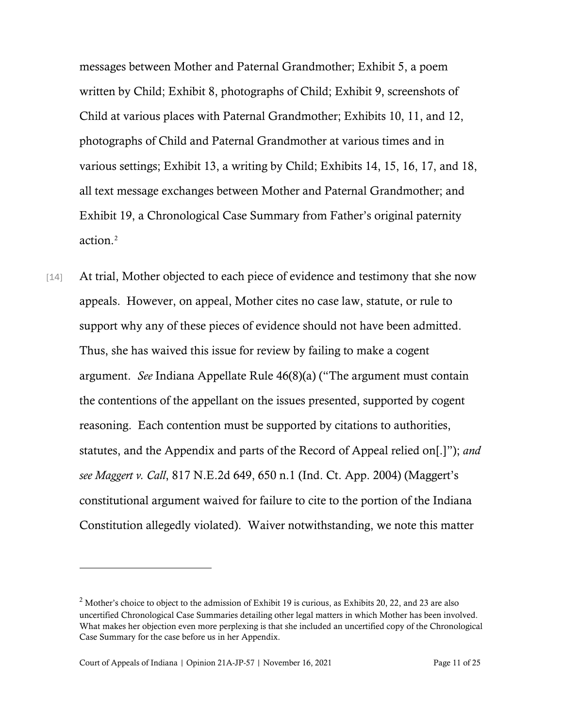messages between Mother and Paternal Grandmother; Exhibit 5, a poem written by Child; Exhibit 8, photographs of Child; Exhibit 9, screenshots of Child at various places with Paternal Grandmother; Exhibits 10, 11, and 12, photographs of Child and Paternal Grandmother at various times and in various settings; Exhibit 13, a writing by Child; Exhibits 14, 15, 16, 17, and 18, all text message exchanges between Mother and Paternal Grandmother; and Exhibit 19, a Chronological Case Summary from Father's original paternity action.[2]

[14] At trial, Mother objected to each piece of evidence and testimony that she now appeals. However, on appeal, Mother cites no case law, statute, or rule to support why any of these pieces of evidence should not have been admitted. Thus, she has waived this issue for review by failing to make a cogent argument. *See* Indiana Appellate Rule 46(8)(a) ("The argument must contain the contentions of the appellant on the issues presented, supported by cogent reasoning. Each contention must be supported by citations to authorities, statutes, and the Appendix and parts of the Record of Appeal relied on[.]"); *and see Maggert v. Call*, 817 N.E.2d 649, 650 n.1 (Ind. Ct. App. 2004) (Maggert's constitutional argument waived for failure to cite to the portion of the Indiana Constitution allegedly violated). Waiver notwithstanding, we note this matter

---

[2] Mother's choice to object to the admission of Exhibit 19 is curious, as Exhibits 20, 22, and 23 are also uncertified Chronological Case Summaries detailing other legal matters in which Mother has been involved. What makes her objection even more perplexing is that she included an uncertified copy of the Chronological Case Summary for the case before us in her Appendix.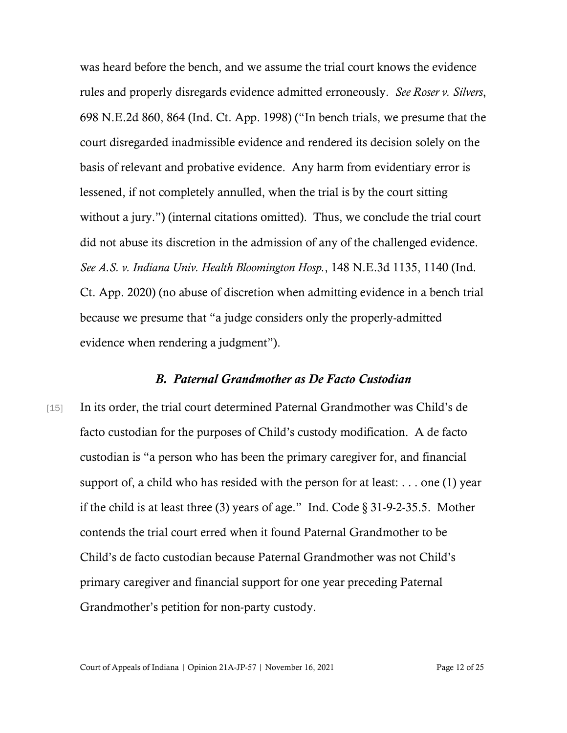was heard before the bench, and we assume the trial court knows the evidence rules and properly disregards evidence admitted erroneously. *See Roser v. Silvers*, 698 N.E.2d 860, 864 (Ind. Ct. App. 1998) ("In bench trials, we presume that the court disregarded inadmissible evidence and rendered its decision solely on the basis of relevant and probative evidence. Any harm from evidentiary error is lessened, if not completely annulled, when the trial is by the court sitting without a jury.") (internal citations omitted). Thus, we conclude the trial court did not abuse its discretion in the admission of any of the challenged evidence. *See A.S. v. Indiana Univ. Health Bloomington Hosp.*, 148 N.E.3d 1135, 1140 (Ind. Ct. App. 2020) (no abuse of discretion when admitting evidence in a bench trial because we presume that "a judge considers only the properly-admitted evidence when rendering a judgment").

### *B. Paternal Grandmother as De Facto Custodian*

[15] In its order, the trial court determined Paternal Grandmother was Child's de facto custodian for the purposes of Child's custody modification. A de facto custodian is "a person who has been the primary caregiver for, and financial support of, a child who has resided with the person for at least: . . . one (1) year if the child is at least three (3) years of age." Ind. Code § 31-9-2-35.5. Mother contends the trial court erred when it found Paternal Grandmother to be Child's de facto custodian because Paternal Grandmother was not Child's primary caregiver and financial support for one year preceding Paternal Grandmother's petition for non-party custody.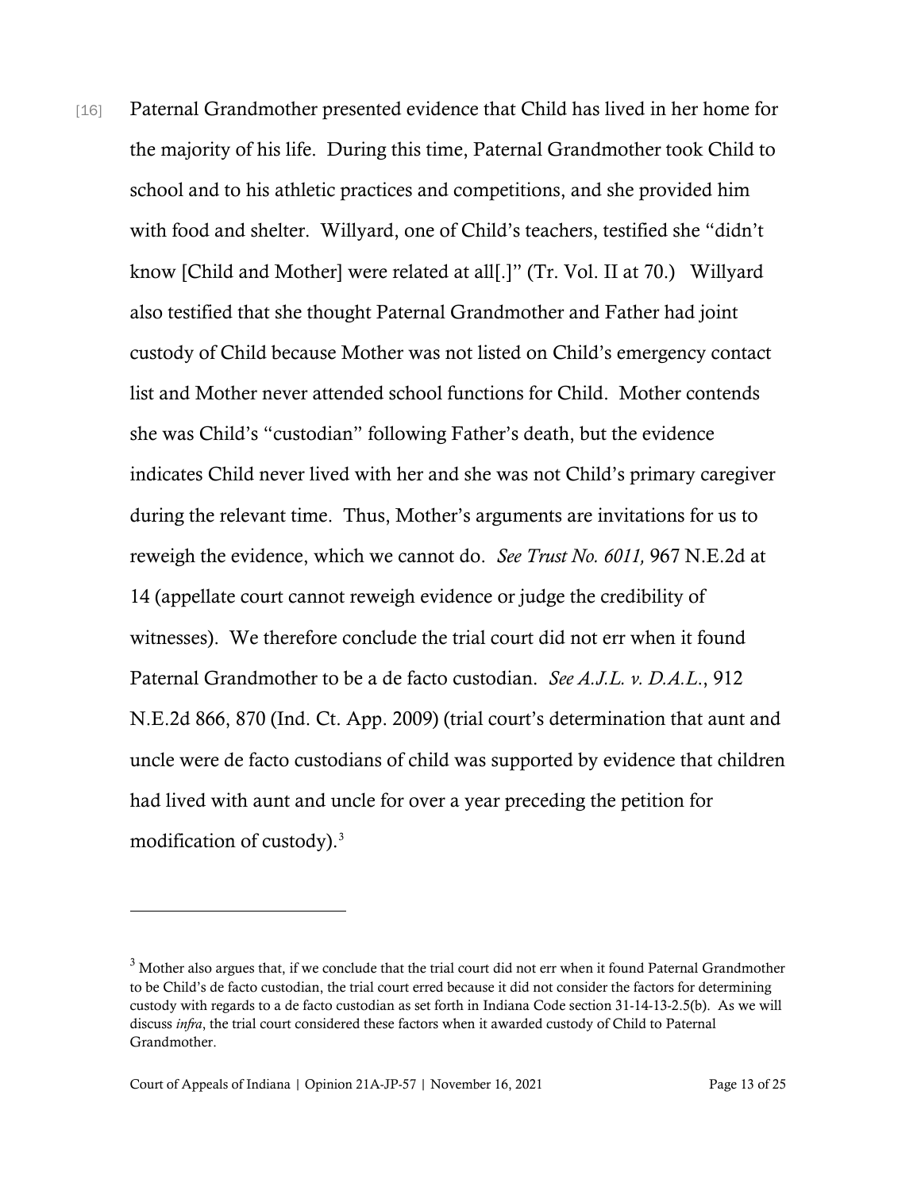[16] Paternal Grandmother presented evidence that Child has lived in her home for the majority of his life. During this time, Paternal Grandmother took Child to school and to his athletic practices and competitions, and she provided him with food and shelter. Willyard, one of Child's teachers, testified she "didn't know [Child and Mother] were related at all[.]" (Tr. Vol. II at 70.) Willyard also testified that she thought Paternal Grandmother and Father had joint custody of Child because Mother was not listed on Child's emergency contact list and Mother never attended school functions for Child. Mother contends she was Child's "custodian" following Father's death, but the evidence indicates Child never lived with her and she was not Child's primary caregiver during the relevant time. Thus, Mother's arguments are invitations for us to reweigh the evidence, which we cannot do. *See Trust No. 6011,* 967 N.E.2d at 14 (appellate court cannot reweigh evidence or judge the credibility of witnesses). We therefore conclude the trial court did not err when it found Paternal Grandmother to be a de facto custodian. *See A.J.L. v. D.A.L.*, 912 N.E.2d 866, 870 (Ind. Ct. App. 2009) (trial court's determination that aunt and uncle were de facto custodians of child was supported by evidence that children had lived with aunt and uncle for over a year preceding the petition for modification of custody).[3]

---

[3] Mother also argues that, if we conclude that the trial court did not err when it found Paternal Grandmother to be Child's de facto custodian, the trial court erred because it did not consider the factors for determining custody with regards to a de facto custodian as set forth in Indiana Code section 31-14-13-2.5(b). As we will discuss *infra*, the trial court considered these factors when it awarded custody of Child to Paternal Grandmother.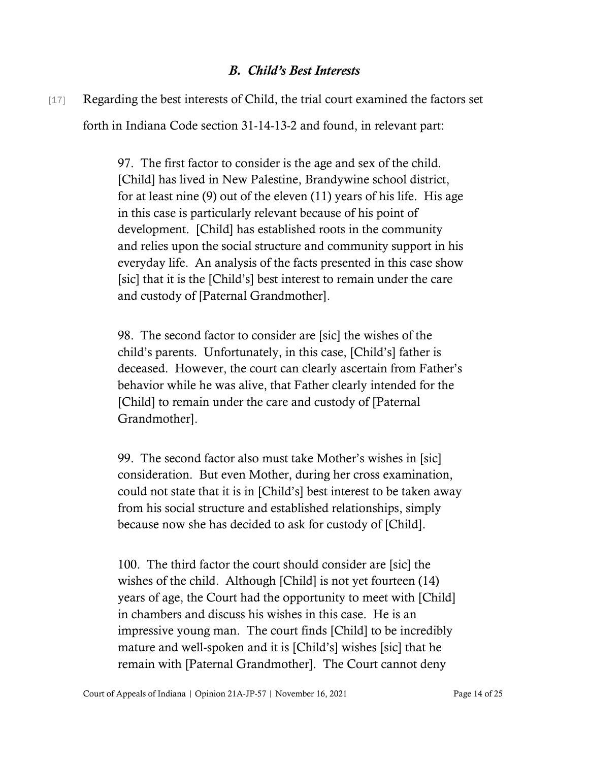### *B. Child's Best Interests*

[17] Regarding the best interests of Child, the trial court examined the factors set forth in Indiana Code section 31-14-13-2 and found, in relevant part:

> 97. The first factor to consider is the age and sex of the child. [Child] has lived in New Palestine, Brandywine school district, for at least nine (9) out of the eleven (11) years of his life. His age in this case is particularly relevant because of his point of development. [Child] has established roots in the community and relies upon the social structure and community support in his everyday life. An analysis of the facts presented in this case show [sic] that it is the [Child's] best interest to remain under the care and custody of [Paternal Grandmother].
>
> 98. The second factor to consider are [sic] the wishes of the child's parents. Unfortunately, in this case, [Child's] father is deceased. However, the court can clearly ascertain from Father's behavior while he was alive, that Father clearly intended for the [Child] to remain under the care and custody of [Paternal Grandmother].
>
> 99. The second factor also must take Mother's wishes in [sic] consideration. But even Mother, during her cross examination, could not state that it is in [Child's] best interest to be taken away from his social structure and established relationships, simply because now she has decided to ask for custody of [Child].
>
> 100. The third factor the court should consider are [sic] the wishes of the child. Although [Child] is not yet fourteen (14) years of age, the Court had the opportunity to meet with [Child] in chambers and discuss his wishes in this case. He is an impressive young man. The court finds [Child] to be incredibly mature and well-spoken and it is [Child's] wishes [sic] that he remain with [Paternal Grandmother]. The Court cannot deny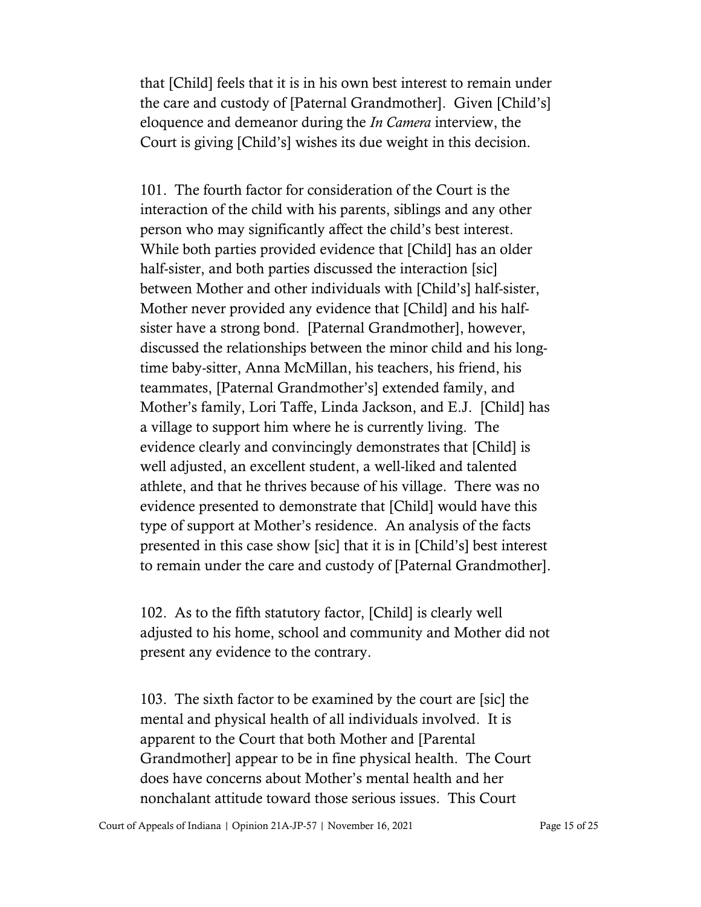that [Child] feels that it is in his own best interest to remain under the care and custody of [Paternal Grandmother]. Given [Child's] eloquence and demeanor during the *In Camera* interview, the Court is giving [Child's] wishes its due weight in this decision.

101. The fourth factor for consideration of the Court is the interaction of the child with his parents, siblings and any other person who may significantly affect the child's best interest. While both parties provided evidence that [Child] has an older half-sister, and both parties discussed the interaction [sic] between Mother and other individuals with [Child's] half-sister, Mother never provided any evidence that [Child] and his half-sister have a strong bond. [Paternal Grandmother], however, discussed the relationships between the minor child and his long-time baby-sitter, Anna McMillan, his teachers, his friend, his teammates, [Paternal Grandmother's] extended family, and Mother's family, Lori Taffe, Linda Jackson, and E.J. [Child] has a village to support him where he is currently living. The evidence clearly and convincingly demonstrates that [Child] is well adjusted, an excellent student, a well-liked and talented athlete, and that he thrives because of his village. There was no evidence presented to demonstrate that [Child] would have this type of support at Mother's residence. An analysis of the facts presented in this case show [sic] that it is in [Child's] best interest to remain under the care and custody of [Paternal Grandmother].

102. As to the fifth statutory factor, [Child] is clearly well adjusted to his home, school and community and Mother did not present any evidence to the contrary.

103. The sixth factor to be examined by the court are [sic] the mental and physical health of all individuals involved. It is apparent to the Court that both Mother and [Parental Grandmother] appear to be in fine physical health. The Court does have concerns about Mother's mental health and her nonchalant attitude toward those serious issues. This Court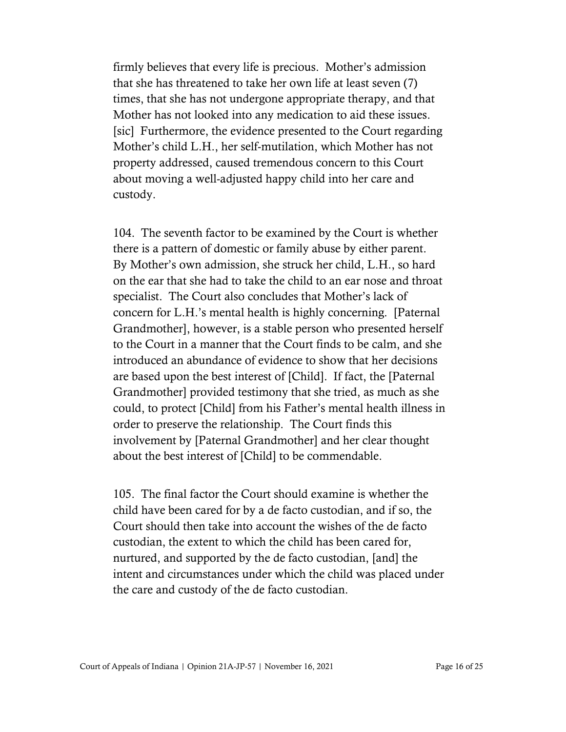firmly believes that every life is precious. Mother's admission that she has threatened to take her own life at least seven (7) times, that she has not undergone appropriate therapy, and that Mother has not looked into any medication to aid these issues. [sic] Furthermore, the evidence presented to the Court regarding Mother's child L.H., her self-mutilation, which Mother has not property addressed, caused tremendous concern to this Court about moving a well-adjusted happy child into her care and custody.

104. The seventh factor to be examined by the Court is whether there is a pattern of domestic or family abuse by either parent. By Mother's own admission, she struck her child, L.H., so hard on the ear that she had to take the child to an ear nose and throat specialist. The Court also concludes that Mother's lack of concern for L.H.'s mental health is highly concerning. [Paternal Grandmother], however, is a stable person who presented herself to the Court in a manner that the Court finds to be calm, and she introduced an abundance of evidence to show that her decisions are based upon the best interest of [Child]. If fact, the [Paternal Grandmother] provided testimony that she tried, as much as she could, to protect [Child] from his Father's mental health illness in order to preserve the relationship. The Court finds this involvement by [Paternal Grandmother] and her clear thought about the best interest of [Child] to be commendable.

105. The final factor the Court should examine is whether the child have been cared for by a de facto custodian, and if so, the Court should then take into account the wishes of the de facto custodian, the extent to which the child has been cared for, nurtured, and supported by the de facto custodian, [and] the intent and circumstances under which the child was placed under the care and custody of the de facto custodian.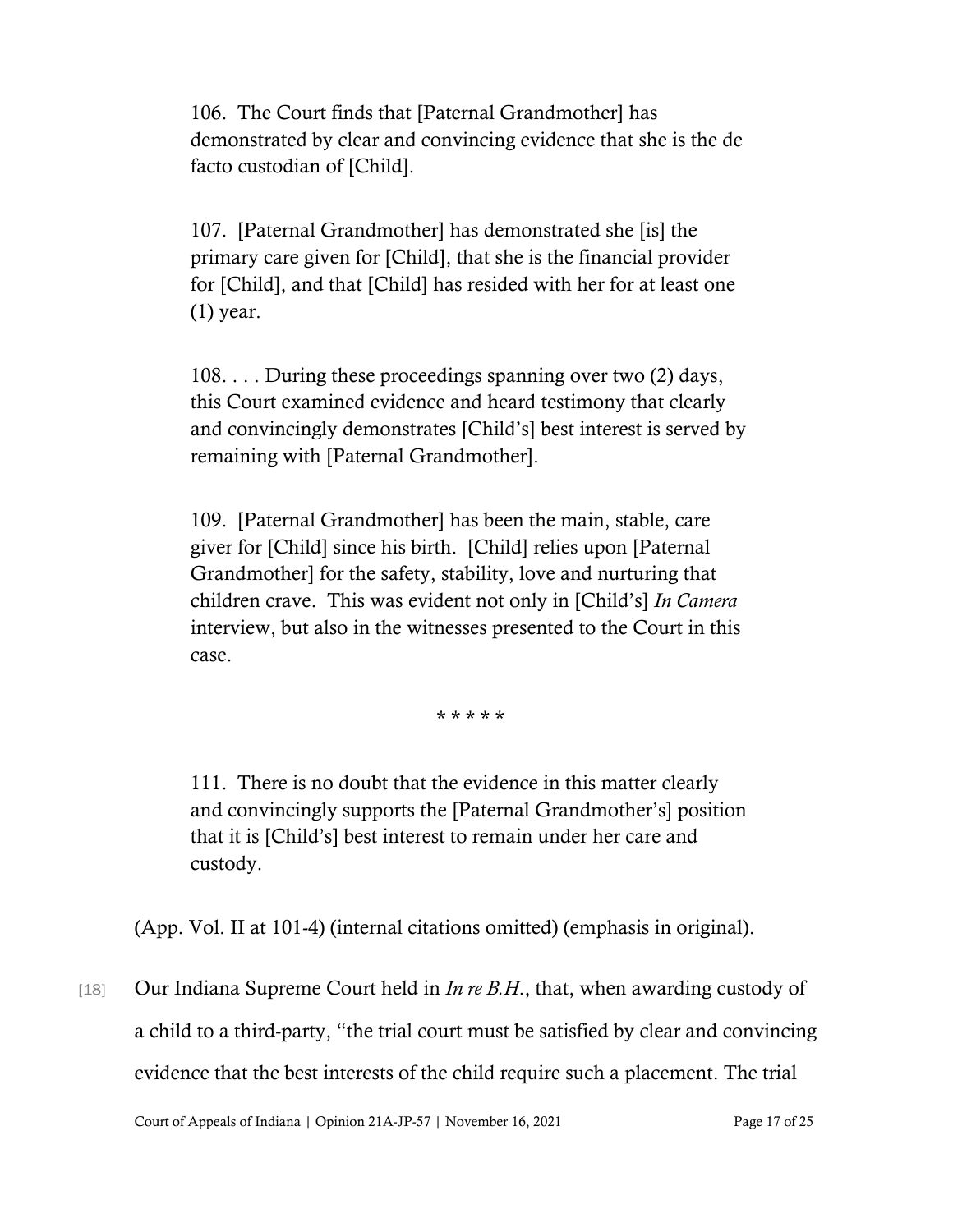> 106. The Court finds that [Paternal Grandmother] has demonstrated by clear and convincing evidence that she is the de facto custodian of [Child].
>
> 107. [Paternal Grandmother] has demonstrated she [is] the primary care given for [Child], that she is the financial provider for [Child], and that [Child] has resided with her for at least one (1) year.
>
> 108. . . . During these proceedings spanning over two (2) days, this Court examined evidence and heard testimony that clearly and convincingly demonstrates [Child's] best interest is served by remaining with [Paternal Grandmother].
>
> 109. [Paternal Grandmother] has been the main, stable, care giver for [Child] since his birth. [Child] relies upon [Paternal Grandmother] for the safety, stability, love and nurturing that children crave. This was evident not only in [Child's] *In Camera* interview, but also in the witnesses presented to the Court in this case.
>
> \* \* \* \* \*
>
> 111. There is no doubt that the evidence in this matter clearly and convincingly supports the [Paternal Grandmother's] position that it is [Child's] best interest to remain under her care and custody.

(App. Vol. II at 101-4) (internal citations omitted) (emphasis in original).

[18] Our Indiana Supreme Court held in *In re B.H.*, that, when awarding custody of a child to a third-party, "the trial court must be satisfied by clear and convincing evidence that the best interests of the child require such a placement. The trial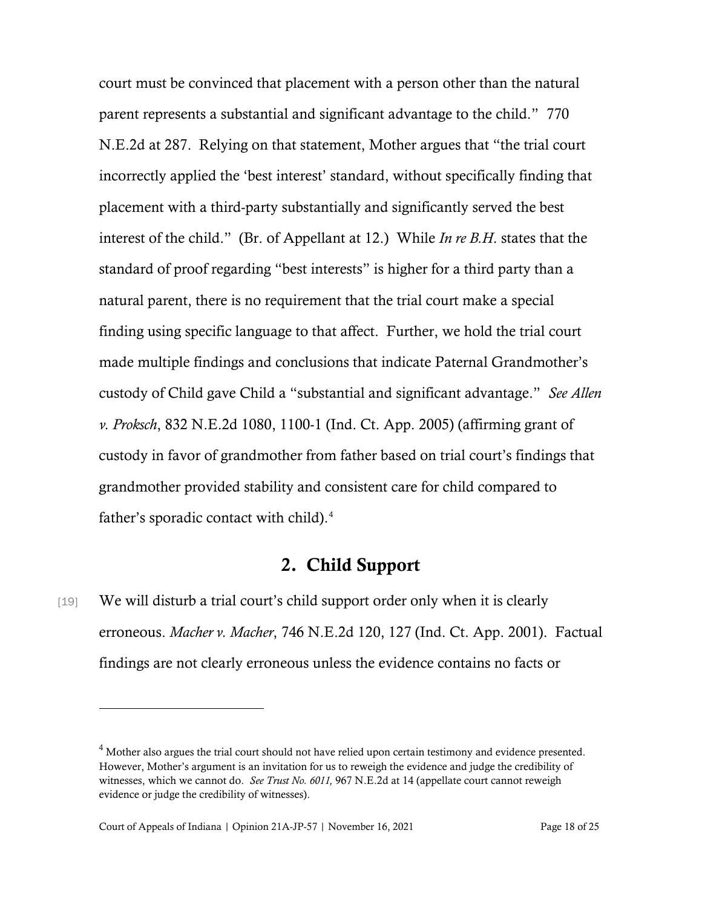court must be convinced that placement with a person other than the natural parent represents a substantial and significant advantage to the child." 770 N.E.2d at 287. Relying on that statement, Mother argues that "the trial court incorrectly applied the 'best interest' standard, without specifically finding that placement with a third-party substantially and significantly served the best interest of the child." (Br. of Appellant at 12.) While *In re B.H.* states that the standard of proof regarding "best interests" is higher for a third party than a natural parent, there is no requirement that the trial court make a special finding using specific language to that affect. Further, we hold the trial court made multiple findings and conclusions that indicate Paternal Grandmother's custody of Child gave Child a "substantial and significant advantage." *See Allen v. Proksch*, 832 N.E.2d 1080, 1100-1 (Ind. Ct. App. 2005) (affirming grant of custody in favor of grandmother from father based on trial court's findings that grandmother provided stability and consistent care for child compared to father's sporadic contact with child).[4]

## 2. Child Support

[19] We will disturb a trial court's child support order only when it is clearly erroneous. *Macher v. Macher*, 746 N.E.2d 120, 127 (Ind. Ct. App. 2001). Factual findings are not clearly erroneous unless the evidence contains no facts or

---

[4] Mother also argues the trial court should not have relied upon certain testimony and evidence presented. However, Mother's argument is an invitation for us to reweigh the evidence and judge the credibility of witnesses, which we cannot do. *See Trust No. 6011,* 967 N.E.2d at 14 (appellate court cannot reweigh evidence or judge the credibility of witnesses).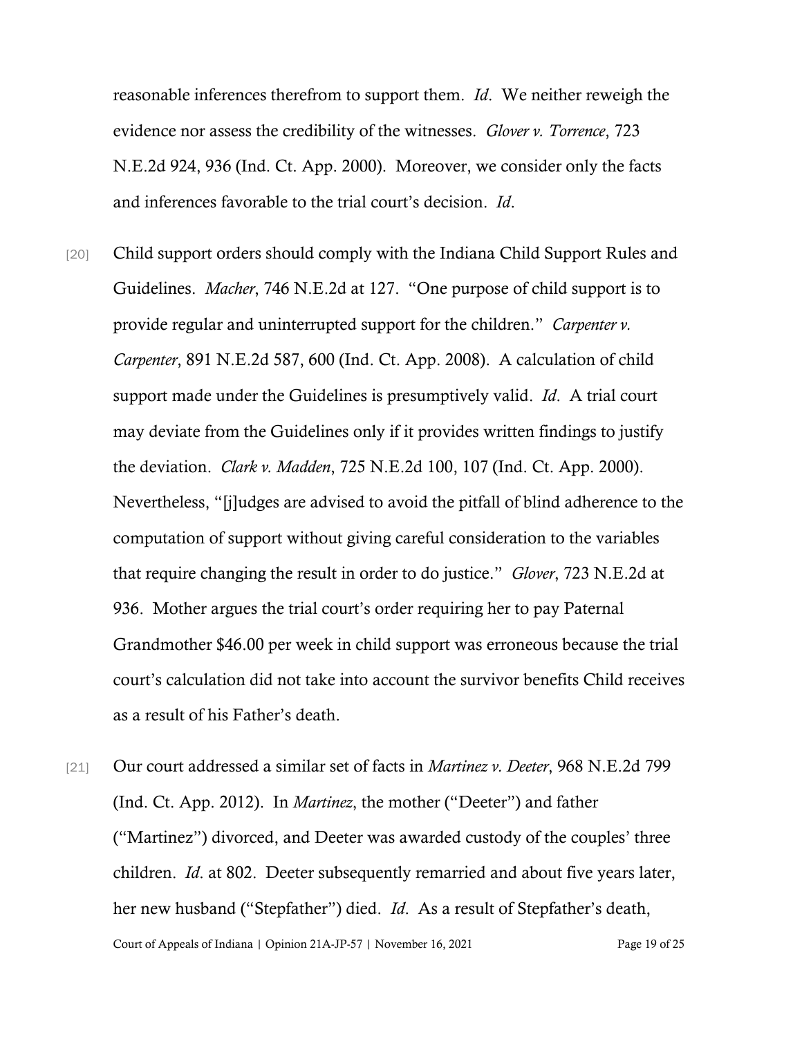reasonable inferences therefrom to support them. *Id*. We neither reweigh the evidence nor assess the credibility of the witnesses. *Glover v. Torrence*, 723 N.E.2d 924, 936 (Ind. Ct. App. 2000). Moreover, we consider only the facts and inferences favorable to the trial court's decision. *Id*.

[20] Child support orders should comply with the Indiana Child Support Rules and Guidelines. *Macher*, 746 N.E.2d at 127. "One purpose of child support is to provide regular and uninterrupted support for the children." *Carpenter v. Carpenter*, 891 N.E.2d 587, 600 (Ind. Ct. App. 2008). A calculation of child support made under the Guidelines is presumptively valid. *Id*. A trial court may deviate from the Guidelines only if it provides written findings to justify the deviation. *Clark v. Madden*, 725 N.E.2d 100, 107 (Ind. Ct. App. 2000). Nevertheless, "[j]udges are advised to avoid the pitfall of blind adherence to the computation of support without giving careful consideration to the variables that require changing the result in order to do justice." *Glover*, 723 N.E.2d at 936. Mother argues the trial court's order requiring her to pay Paternal Grandmother $46.00 per week in child support was erroneous because the trial court's calculation did not take into account the survivor benefits Child receives as a result of his Father's death.

[21] Our court addressed a similar set of facts in *Martinez v. Deeter*, 968 N.E.2d 799 (Ind. Ct. App. 2012). In *Martinez*, the mother ("Deeter") and father ("Martinez") divorced, and Deeter was awarded custody of the couples' three children. *Id*. at 802. Deeter subsequently remarried and about five years later, her new husband ("Stepfather") died. *Id*. As a result of Stepfather's death,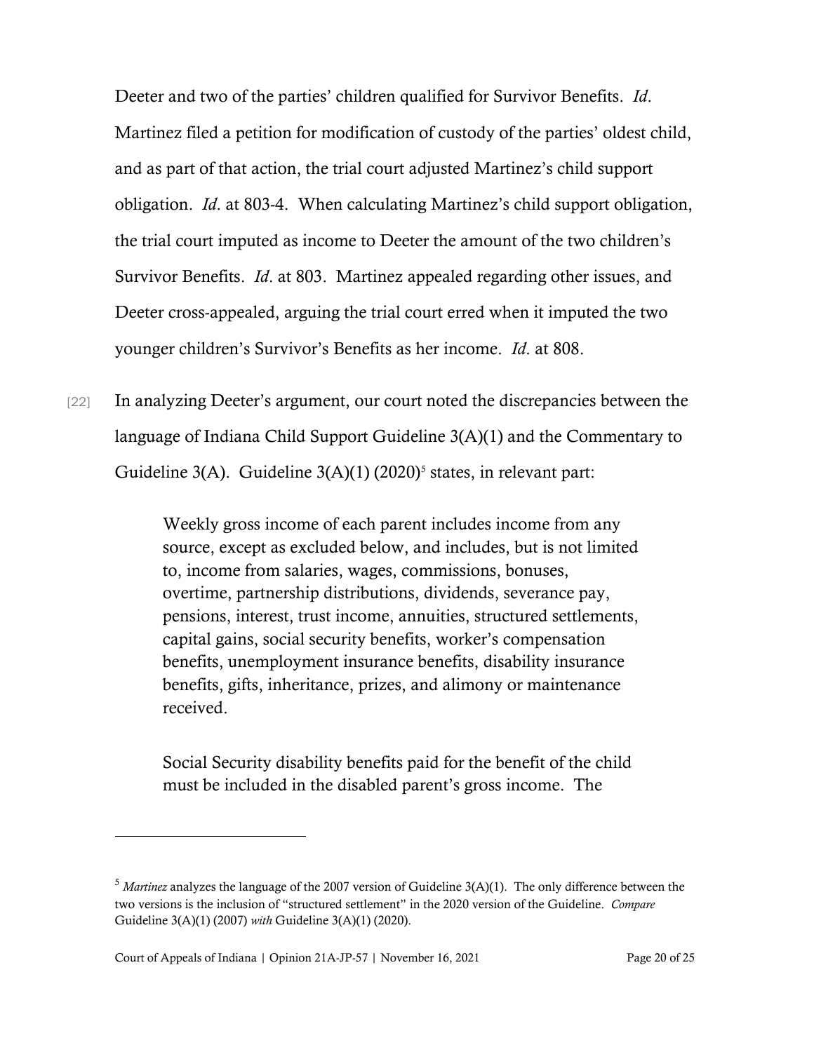Deeter and two of the parties' children qualified for Survivor Benefits. *Id*. Martinez filed a petition for modification of custody of the parties' oldest child, and as part of that action, the trial court adjusted Martinez's child support obligation. *Id*. at 803-4. When calculating Martinez's child support obligation, the trial court imputed as income to Deeter the amount of the two children's Survivor Benefits. *Id*. at 803. Martinez appealed regarding other issues, and Deeter cross-appealed, arguing the trial court erred when it imputed the two younger children's Survivor's Benefits as her income. *Id*. at 808.

[22] In analyzing Deeter's argument, our court noted the discrepancies between the language of Indiana Child Support Guideline 3(A)(1) and the Commentary to Guideline 3(A). Guideline 3(A)(1) (2020)[5] states, in relevant part:

> Weekly gross income of each parent includes income from any source, except as excluded below, and includes, but is not limited to, income from salaries, wages, commissions, bonuses, overtime, partnership distributions, dividends, severance pay, pensions, interest, trust income, annuities, structured settlements, capital gains, social security benefits, worker's compensation benefits, unemployment insurance benefits, disability insurance benefits, gifts, inheritance, prizes, and alimony or maintenance received.
>
> Social Security disability benefits paid for the benefit of the child must be included in the disabled parent's gross income. The

---

[5] *Martinez* analyzes the language of the 2007 version of Guideline 3(A)(1). The only difference between the two versions is the inclusion of "structured settlement" in the 2020 version of the Guideline. *Compare* Guideline 3(A)(1) (2007) *with* Guideline 3(A)(1) (2020).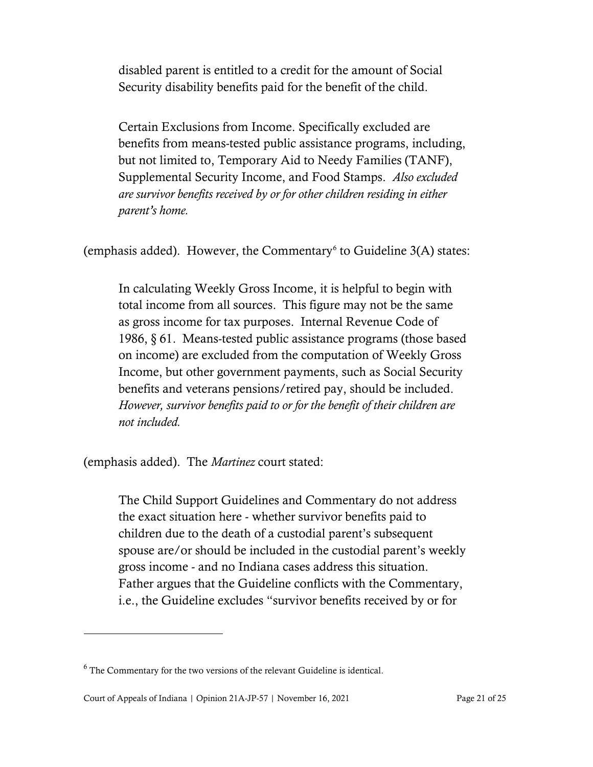> disabled parent is entitled to a credit for the amount of Social Security disability benefits paid for the benefit of the child.
>
> Certain Exclusions from Income. Specifically excluded are benefits from means-tested public assistance programs, including, but not limited to, Temporary Aid to Needy Families (TANF), Supplemental Security Income, and Food Stamps. *Also excluded are survivor benefits received by or for other children residing in either parent's home.*

(emphasis added). However, the Commentary[6] to Guideline 3(A) states:

> In calculating Weekly Gross Income, it is helpful to begin with total income from all sources. This figure may not be the same as gross income for tax purposes. Internal Revenue Code of 1986, § 61. Means-tested public assistance programs (those based on income) are excluded from the computation of Weekly Gross Income, but other government payments, such as Social Security benefits and veterans pensions/retired pay, should be included. *However, survivor benefits paid to or for the benefit of their children are not included.*

(emphasis added). The *Martinez* court stated:

> The Child Support Guidelines and Commentary do not address the exact situation here - whether survivor benefits paid to children due to the death of a custodial parent's subsequent spouse are/or should be included in the custodial parent's weekly gross income - and no Indiana cases address this situation. Father argues that the Guideline conflicts with the Commentary, i.e., the Guideline excludes "survivor benefits received by or for

---

[6] The Commentary for the two versions of the relevant Guideline is identical.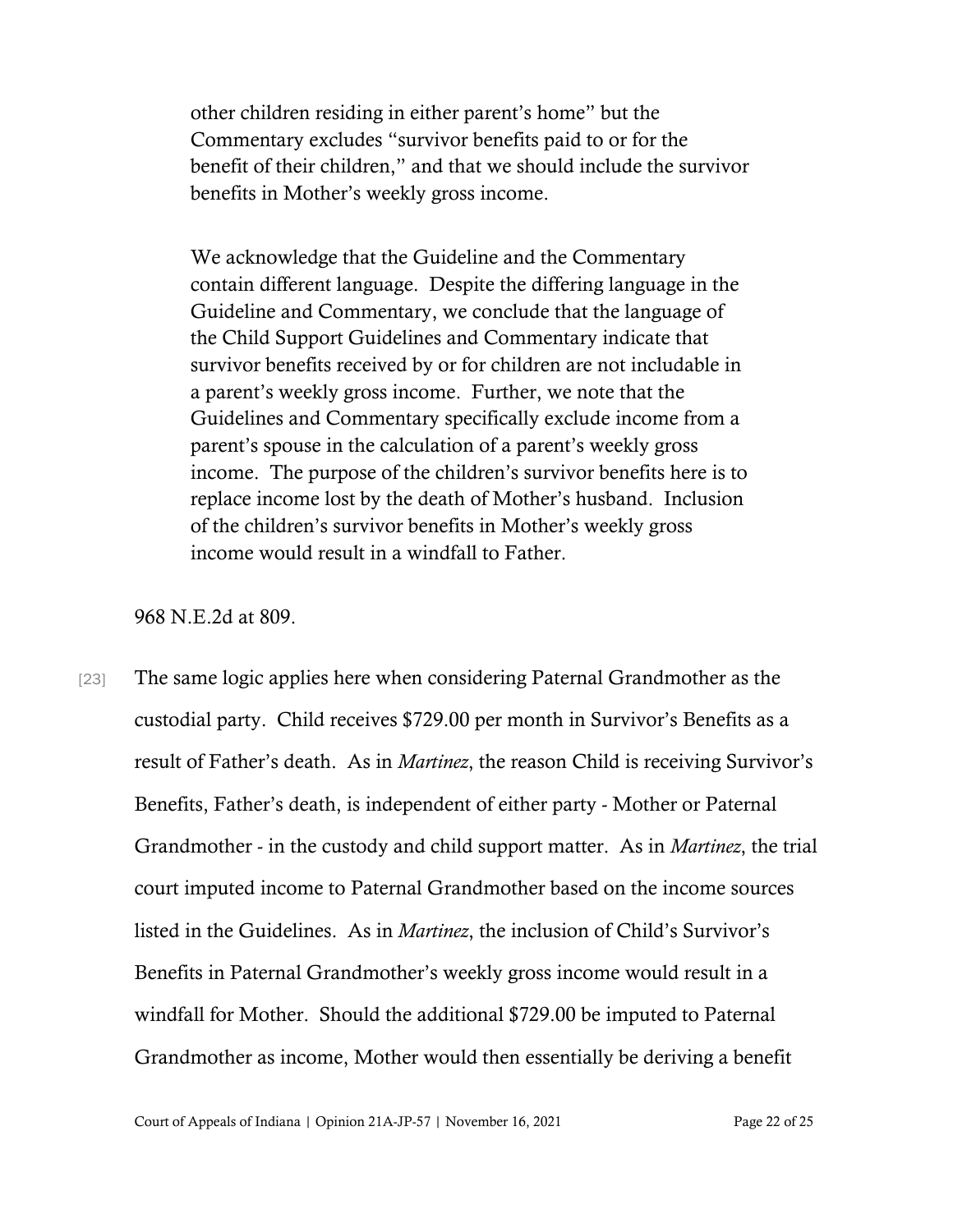> other children residing in either parent's home" but the Commentary excludes "survivor benefits paid to or for the benefit of their children," and that we should include the survivor benefits in Mother's weekly gross income.
>
> We acknowledge that the Guideline and the Commentary contain different language. Despite the differing language in the Guideline and Commentary, we conclude that the language of the Child Support Guidelines and Commentary indicate that survivor benefits received by or for children are not includable in a parent's weekly gross income. Further, we note that the Guidelines and Commentary specifically exclude income from a parent's spouse in the calculation of a parent's weekly gross income. The purpose of the children's survivor benefits here is to replace income lost by the death of Mother's husband. Inclusion of the children's survivor benefits in Mother's weekly gross income would result in a windfall to Father.

968 N.E.2d at 809.

[23] The same logic applies here when considering Paternal Grandmother as the custodial party. Child receives $729.00 per month in Survivor's Benefits as a result of Father's death. As in *Martinez*, the reason Child is receiving Survivor's Benefits, Father's death, is independent of either party - Mother or Paternal Grandmother - in the custody and child support matter. As in *Martinez*, the trial court imputed income to Paternal Grandmother based on the income sources listed in the Guidelines. As in *Martinez*, the inclusion of Child's Survivor's Benefits in Paternal Grandmother's weekly gross income would result in a windfall for Mother. Should the additional $729.00 be imputed to Paternal Grandmother as income, Mother would then essentially be deriving a benefit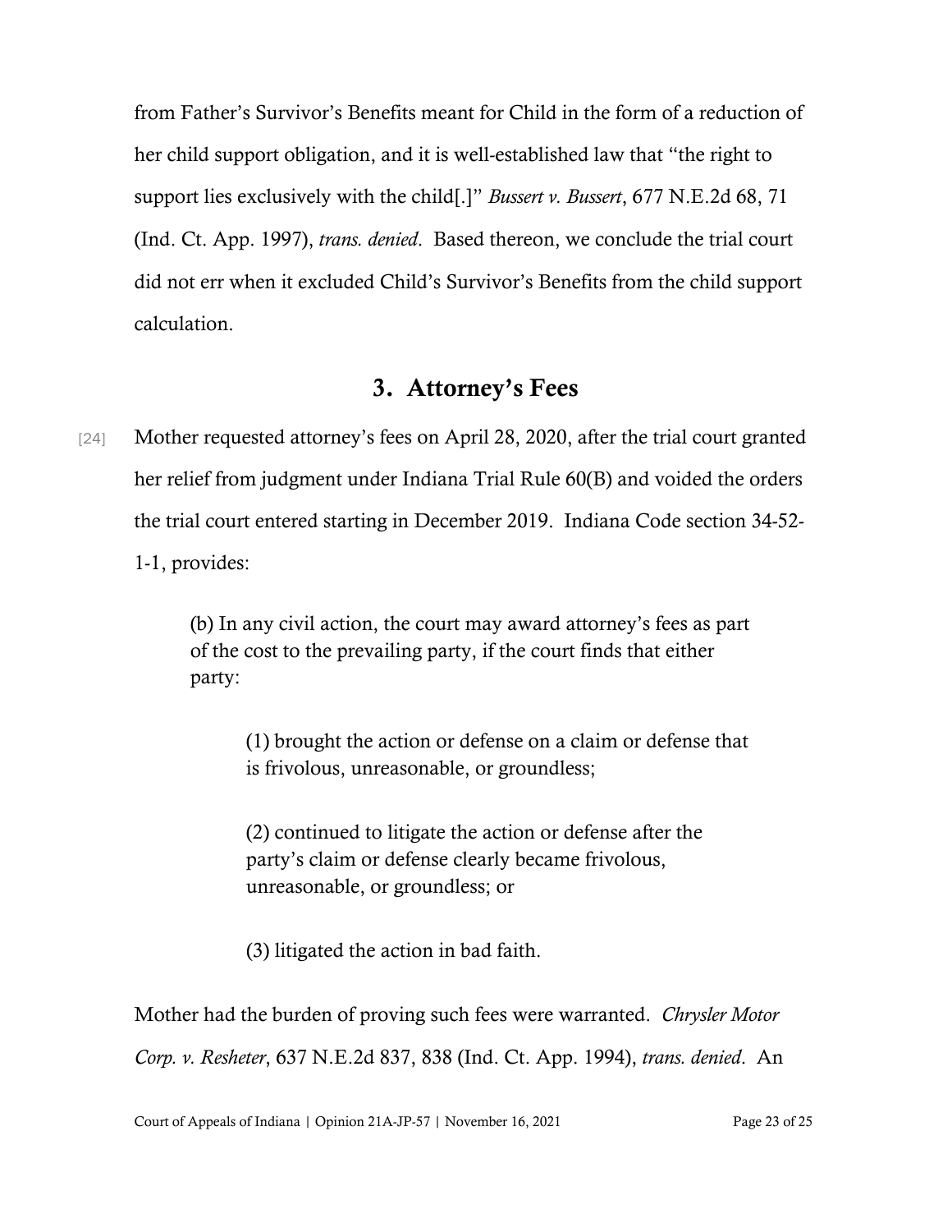from Father's Survivor's Benefits meant for Child in the form of a reduction of her child support obligation, and it is well-established law that "the right to support lies exclusively with the child[.]" *Bussert v. Bussert*, 677 N.E.2d 68, 71 (Ind. Ct. App. 1997), *trans. denied*. Based thereon, we conclude the trial court did not err when it excluded Child's Survivor's Benefits from the child support calculation.

## 3. Attorney's Fees

[24] Mother requested attorney's fees on April 28, 2020, after the trial court granted her relief from judgment under Indiana Trial Rule 60(B) and voided the orders the trial court entered starting in December 2019. Indiana Code section 34-52-1-1, provides:

> (b) In any civil action, the court may award attorney's fees as part of the cost to the prevailing party, if the court finds that either party:
>
> > (1) brought the action or defense on a claim or defense that is frivolous, unreasonable, or groundless;
> >
> > (2) continued to litigate the action or defense after the party's claim or defense clearly became frivolous, unreasonable, or groundless; or
> >
> > (3) litigated the action in bad faith.

Mother had the burden of proving such fees were warranted. *Chrysler Motor Corp. v. Resheter*, 637 N.E.2d 837, 838 (Ind. Ct. App. 1994), *trans. denied*. An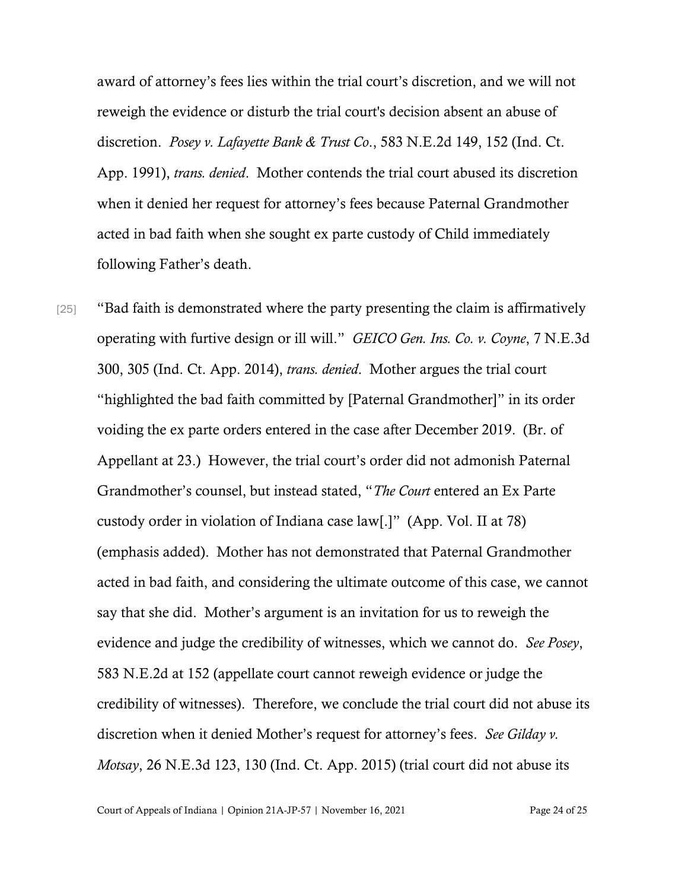award of attorney's fees lies within the trial court's discretion, and we will not reweigh the evidence or disturb the trial court's decision absent an abuse of discretion. *Posey v. Lafayette Bank & Trust Co.*, 583 N.E.2d 149, 152 (Ind. Ct. App. 1991), *trans. denied*. Mother contends the trial court abused its discretion when it denied her request for attorney's fees because Paternal Grandmother acted in bad faith when she sought ex parte custody of Child immediately following Father's death.

[25] "Bad faith is demonstrated where the party presenting the claim is affirmatively operating with furtive design or ill will." *GEICO Gen. Ins. Co. v. Coyne*, 7 N.E.3d 300, 305 (Ind. Ct. App. 2014), *trans. denied*. Mother argues the trial court "highlighted the bad faith committed by [Paternal Grandmother]" in its order voiding the ex parte orders entered in the case after December 2019. (Br. of Appellant at 23.) However, the trial court's order did not admonish Paternal Grandmother's counsel, but instead stated, "*The Court* entered an Ex Parte custody order in violation of Indiana case law[.]" (App. Vol. II at 78) (emphasis added). Mother has not demonstrated that Paternal Grandmother acted in bad faith, and considering the ultimate outcome of this case, we cannot say that she did. Mother's argument is an invitation for us to reweigh the evidence and judge the credibility of witnesses, which we cannot do. *See Posey*, 583 N.E.2d at 152 (appellate court cannot reweigh evidence or judge the credibility of witnesses). Therefore, we conclude the trial court did not abuse its discretion when it denied Mother's request for attorney's fees. *See Gilday v. Motsay*, 26 N.E.3d 123, 130 (Ind. Ct. App. 2015) (trial court did not abuse its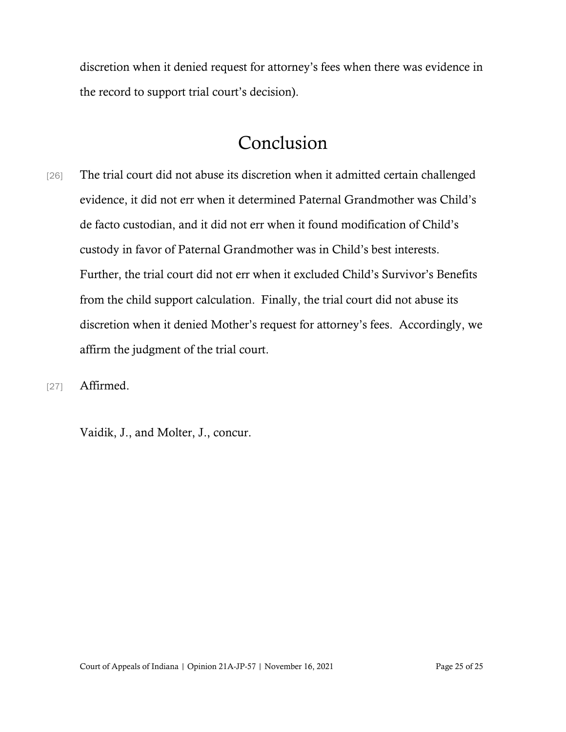discretion when it denied request for attorney's fees when there was evidence in the record to support trial court's decision).

# Conclusion

[26] The trial court did not abuse its discretion when it admitted certain challenged evidence, it did not err when it determined Paternal Grandmother was Child's de facto custodian, and it did not err when it found modification of Child's custody in favor of Paternal Grandmother was in Child's best interests. Further, the trial court did not err when it excluded Child's Survivor's Benefits from the child support calculation. Finally, the trial court did not abuse its discretion when it denied Mother's request for attorney's fees. Accordingly, we affirm the judgment of the trial court.

[27] Affirmed.

Vaidik, J., and Molter, J., concur.